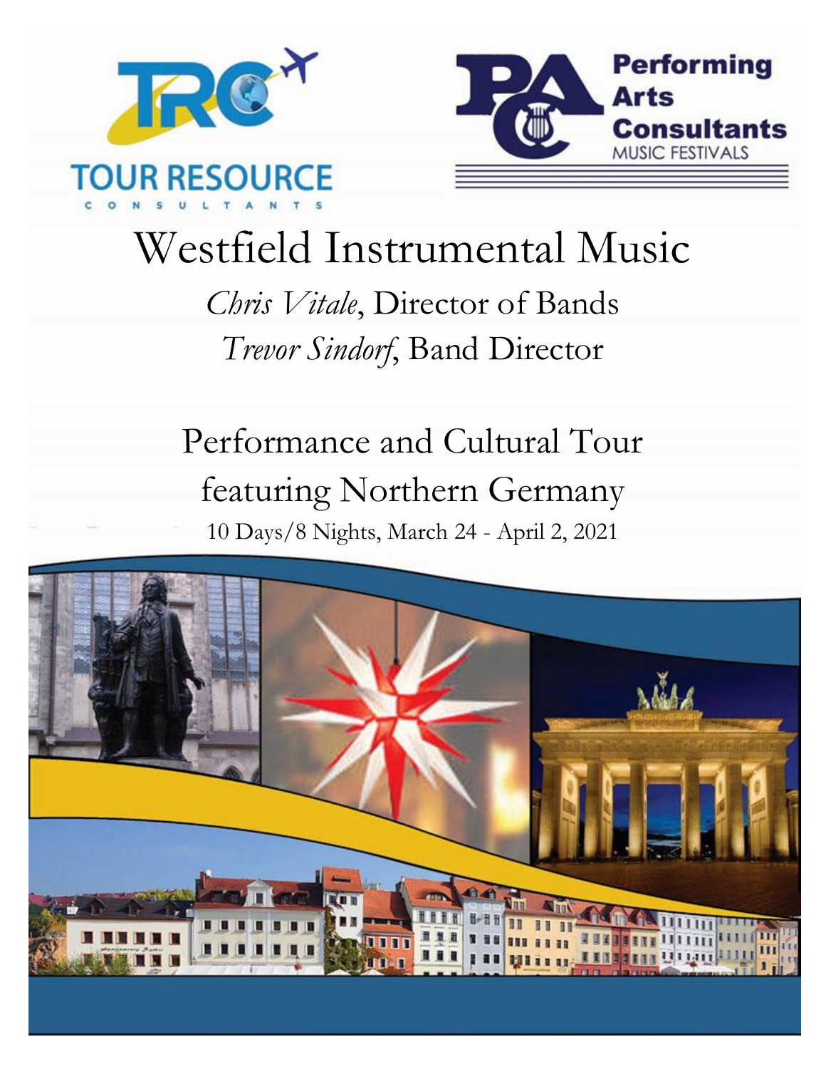TOUR RESOURCE CONSULTANTS

Performing Arts Consultants MUSIC FESTIVALS

# Westfield Instrumental Music

*Chris Vitale*, Director of Bands

*Trevor Sindorf*, Band Director

## Performance and Cultural Tour featuring Northern Germany

10 Days/8 Nights, March 24 - April 2, 2021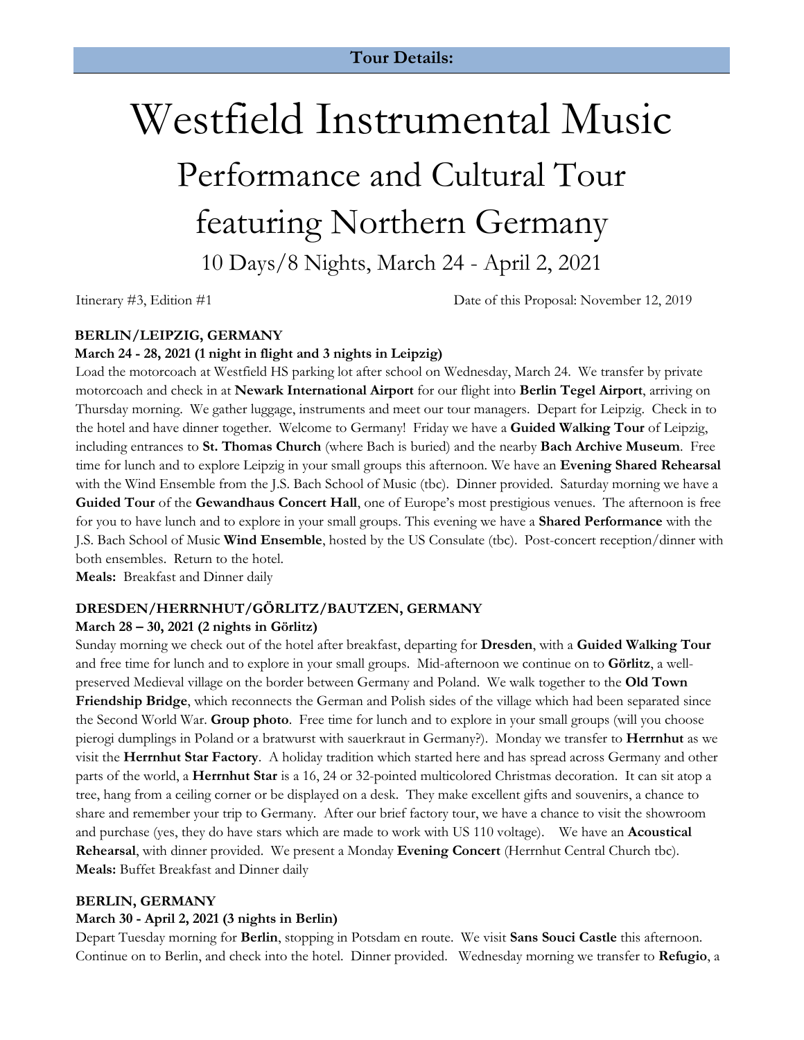## Tour Details:

# Westfield Instrumental Music

## Performance and Cultural Tour featuring Northern Germany

### 10 Days/8 Nights, March 24 - April 2, 2021

Itinerary #3, Edition #1 Date of this Proposal: November 12, 2019

**BERLIN/LEIPZIG, GERMANY**

**March 24 - 28, 2021 (1 night in flight and 3 nights in Leipzig)**

Load the motorcoach at Westfield HS parking lot after school on Wednesday, March 24. We transfer by private motorcoach and check in at **Newark International Airport** for our flight into **Berlin Tegel Airport**, arriving on Thursday morning. We gather luggage, instruments and meet our tour managers. Depart for Leipzig. Check in to the hotel and have dinner together. Welcome to Germany! Friday we have a **Guided Walking Tour** of Leipzig, including entrances to **St. Thomas Church** (where Bach is buried) and the nearby **Bach Archive Museum**. Free time for lunch and to explore Leipzig in your small groups this afternoon. We have an **Evening Shared Rehearsal** with the Wind Ensemble from the J.S. Bach School of Music (tbc). Dinner provided. Saturday morning we have a **Guided Tour** of the **Gewandhaus Concert Hall**, one of Europe's most prestigious venues. The afternoon is free for you to have lunch and to explore in your small groups. This evening we have a **Shared Performance** with the J.S. Bach School of Music **Wind Ensemble**, hosted by the US Consulate (tbc). Post-concert reception/dinner with both ensembles. Return to the hotel.

**Meals:** Breakfast and Dinner daily

**DRESDEN/HERRNHUT/GÖRLITZ/BAUTZEN, GERMANY**

**March 28 – 30, 2021 (2 nights in Görlitz)**

Sunday morning we check out of the hotel after breakfast, departing for **Dresden**, with a **Guided Walking Tour** and free time for lunch and to explore in your small groups. Mid-afternoon we continue on to **Görlitz**, a well-preserved Medieval village on the border between Germany and Poland. We walk together to the **Old Town Friendship Bridge**, which reconnects the German and Polish sides of the village which had been separated since the Second World War. **Group photo**. Free time for lunch and to explore in your small groups (will you choose pierogi dumplings in Poland or a bratwurst with sauerkraut in Germany?). Monday we transfer to **Herrnhut** as we visit the **Herrnhut Star Factory**. A holiday tradition which started here and has spread across Germany and other parts of the world, a **Herrnhut Star** is a 16, 24 or 32-pointed multicolored Christmas decoration. It can sit atop a tree, hang from a ceiling corner or be displayed on a desk. They make excellent gifts and souvenirs, a chance to share and remember your trip to Germany. After our brief factory tour, we have a chance to visit the showroom and purchase (yes, they do have stars which are made to work with US 110 voltage). We have an **Acoustical Rehearsal**, with dinner provided. We present a Monday **Evening Concert** (Herrnhut Central Church tbc).

**Meals:** Buffet Breakfast and Dinner daily

**BERLIN, GERMANY**

**March 30 - April 2, 2021 (3 nights in Berlin)**

Depart Tuesday morning for **Berlin**, stopping in Potsdam en route. We visit **Sans Souci Castle** this afternoon. Continue on to Berlin, and check into the hotel. Dinner provided. Wednesday morning we transfer to **Refugio**, a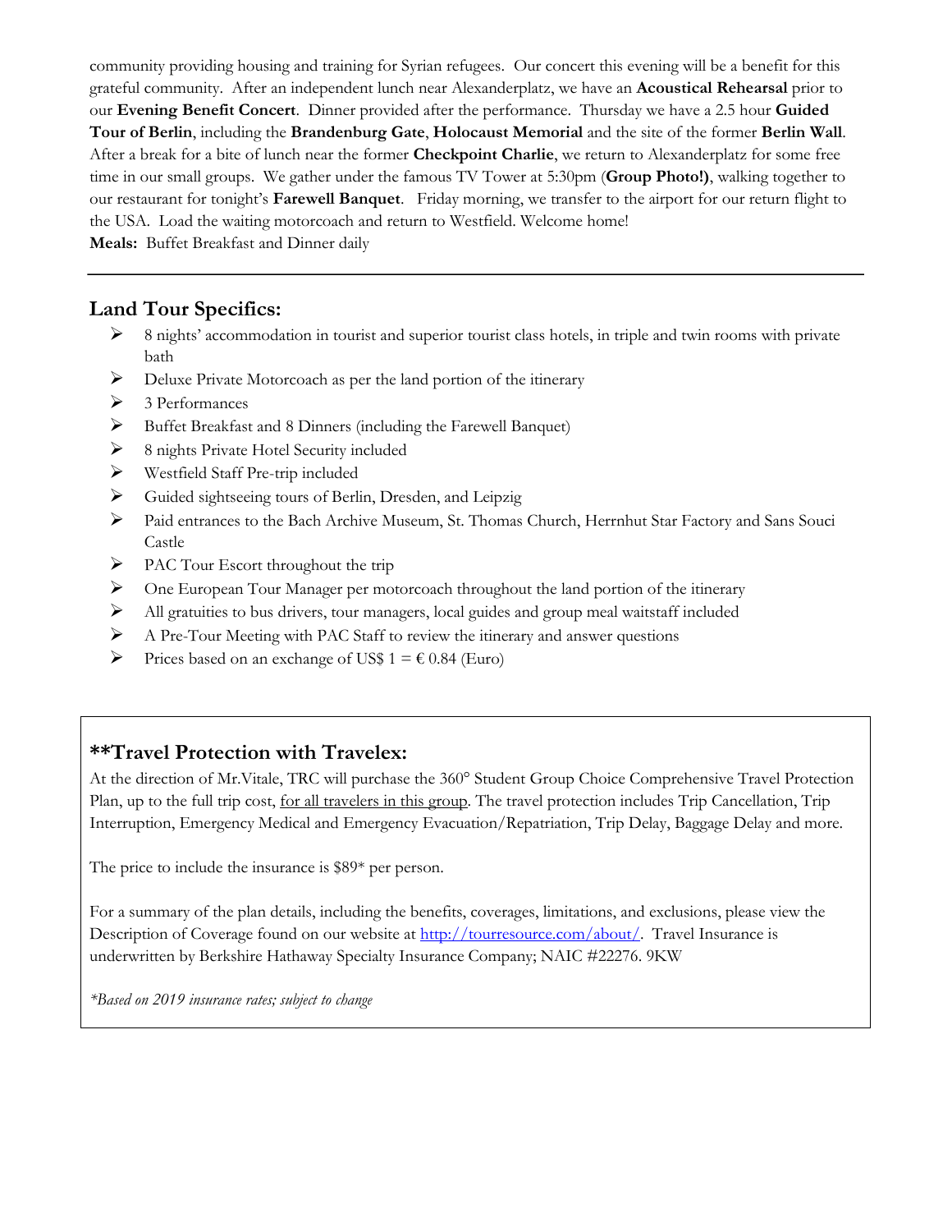community providing housing and training for Syrian refugees. Our concert this evening will be a benefit for this grateful community. After an independent lunch near Alexanderplatz, we have an **Acoustical Rehearsal** prior to our **Evening Benefit Concert**. Dinner provided after the performance. Thursday we have a 2.5 hour **Guided Tour of Berlin**, including the **Brandenburg Gate**, **Holocaust Memorial** and the site of the former **Berlin Wall**. After a break for a bite of lunch near the former **Checkpoint Charlie**, we return to Alexanderplatz for some free time in our small groups. We gather under the famous TV Tower at 5:30pm (**Group Photo!)**, walking together to our restaurant for tonight's **Farewell Banquet**. Friday morning, we transfer to the airport for our return flight to the USA. Load the waiting motorcoach and return to Westfield. Welcome home!
**Meals:** Buffet Breakfast and Dinner daily

---

## Land Tour Specifics:

- 8 nights' accommodation in tourist and superior tourist class hotels, in triple and twin rooms with private bath
- Deluxe Private Motorcoach as per the land portion of the itinerary
- 3 Performances
- Buffet Breakfast and 8 Dinners (including the Farewell Banquet)
- 8 nights Private Hotel Security included
- Westfield Staff Pre-trip included
- Guided sightseeing tours of Berlin, Dresden, and Leipzig
- Paid entrances to the Bach Archive Museum, St. Thomas Church, Herrnhut Star Factory and Sans Souci Castle
- PAC Tour Escort throughout the trip
- One European Tour Manager per motorcoach throughout the land portion of the itinerary
- All gratuities to bus drivers, tour managers, local guides and group meal waitstaff included
- A Pre-Tour Meeting with PAC Staff to review the itinerary and answer questions
- Prices based on an exchange of US$ 1 = € 0.84 (Euro)

## **Travel Protection with Travelex:

At the direction of Mr.Vitale, TRC will purchase the 360° Student Group Choice Comprehensive Travel Protection Plan, up to the full trip cost, for all travelers in this group. The travel protection includes Trip Cancellation, Trip Interruption, Emergency Medical and Emergency Evacuation/Repatriation, Trip Delay, Baggage Delay and more.

The price to include the insurance is $89* per person.

For a summary of the plan details, including the benefits, coverages, limitations, and exclusions, please view the Description of Coverage found on our website at [http://tourresource.com/about/](http://tourresource.com/about/). Travel Insurance is underwritten by Berkshire Hathaway Specialty Insurance Company; NAIC #22276. 9KW

*\*Based on 2019 insurance rates; subject to change*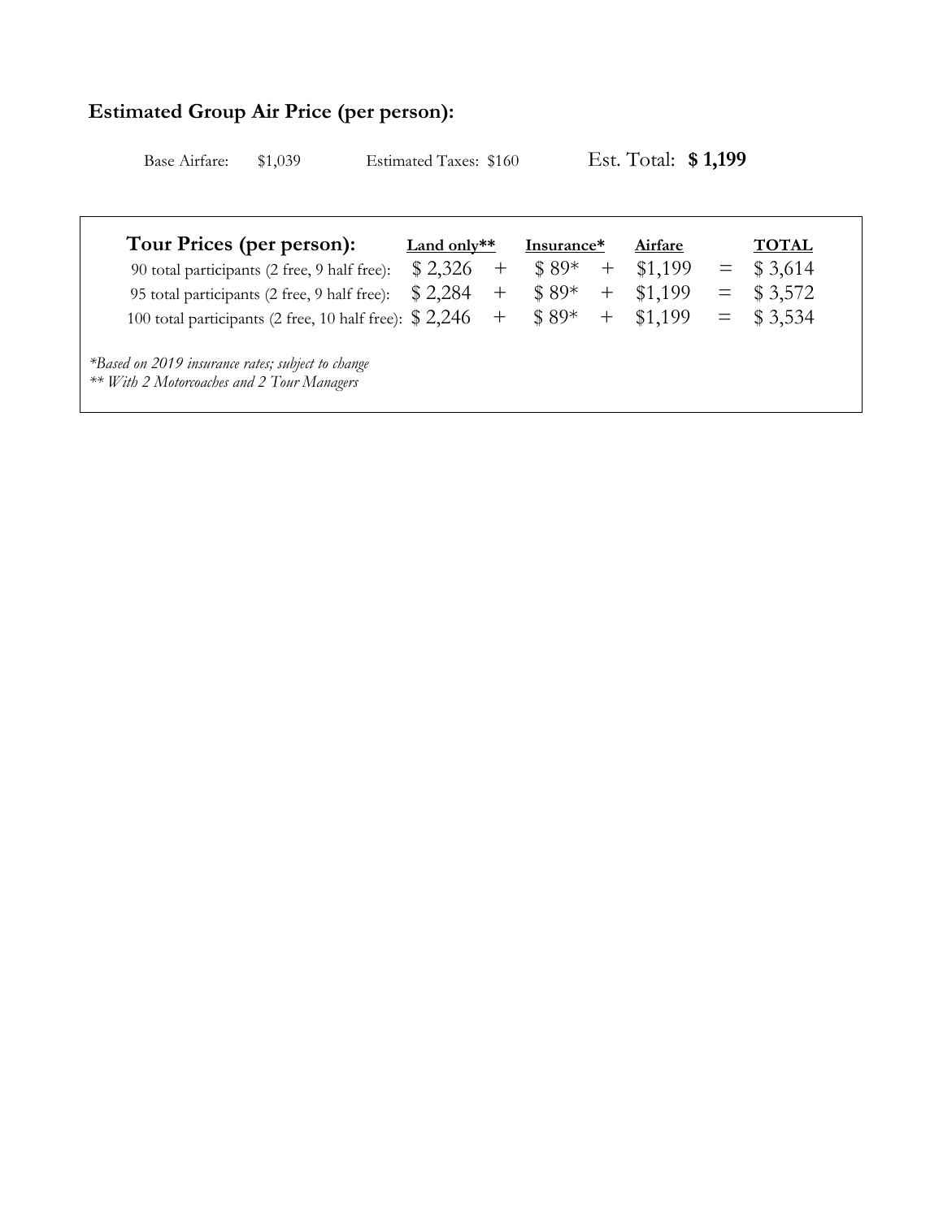## Estimated Group Air Price (per person):

Base Airfare: $1,039 Estimated Taxes: $160 Est. Total: **$ 1,199**

| **Tour Prices (per person):** | **Land only**** | | **Insurance*** | | **Airfare** | | **TOTAL** |
|---|---|---|---|---|---|---|---|
| 90 total participants (2 free, 9 half free): | $ 2,326 | + | $ 89* | + | $1,199 | = | $ 3,614 |
| 95 total participants (2 free, 9 half free): | $ 2,284 | + | $ 89* | + | $1,199 | = | $ 3,572 |
| 100 total participants (2 free, 10 half free): | $ 2,246 | + | $ 89* | + | $1,199 | = | $ 3,534 |

*\*Based on 2019 insurance rates; subject to change*
*\*\* With 2 Motorcoaches and 2 Tour Managers*